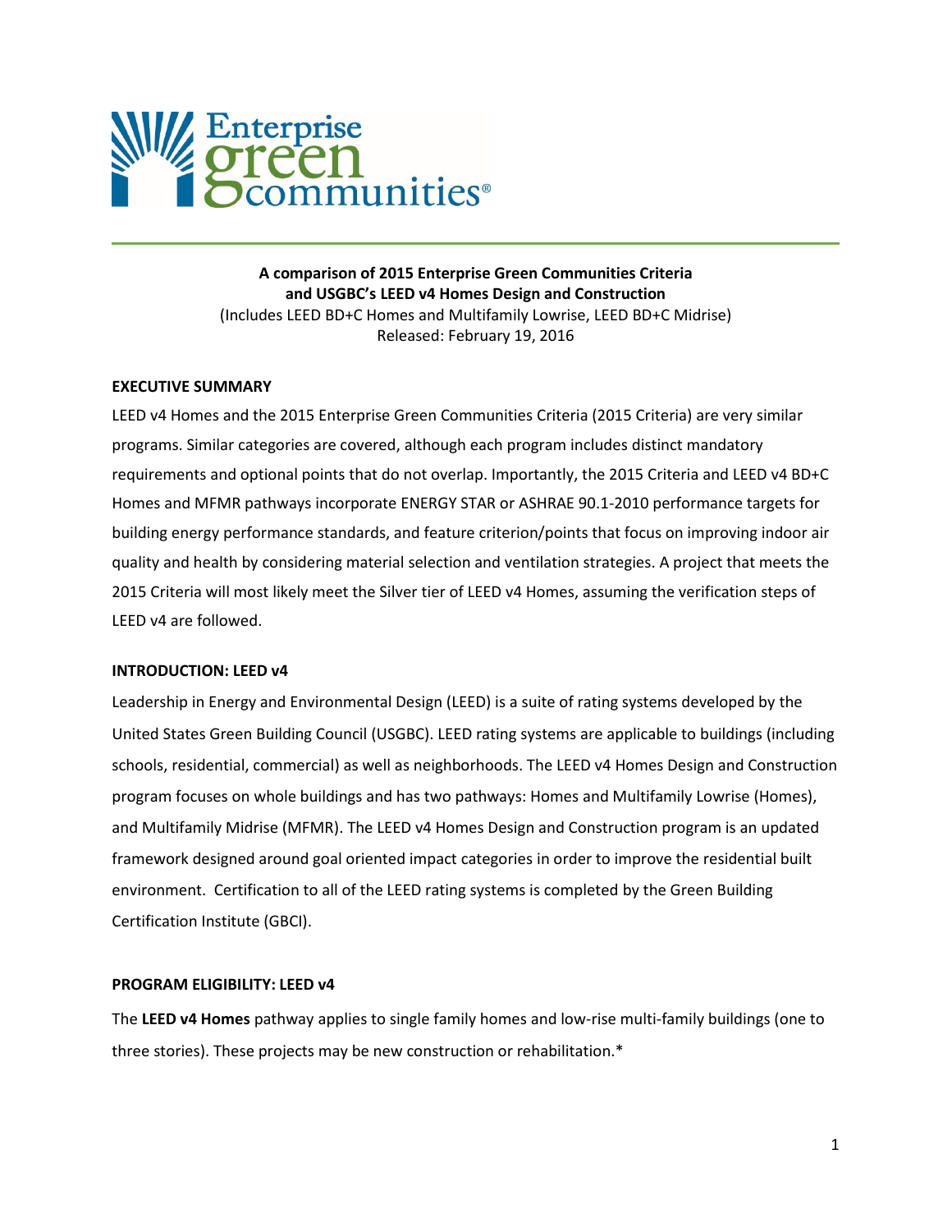Enterprise green communities®

**A comparison of 2015 Enterprise Green Communities Criteria and USGBC's LEED v4 Homes Design and Construction**
(Includes LEED BD+C Homes and Multifamily Lowrise, LEED BD+C Midrise)
Released: February 19, 2016

## EXECUTIVE SUMMARY

LEED v4 Homes and the 2015 Enterprise Green Communities Criteria (2015 Criteria) are very similar programs. Similar categories are covered, although each program includes distinct mandatory requirements and optional points that do not overlap. Importantly, the 2015 Criteria and LEED v4 BD+C Homes and MFMR pathways incorporate ENERGY STAR or ASHRAE 90.1-2010 performance targets for building energy performance standards, and feature criterion/points that focus on improving indoor air quality and health by considering material selection and ventilation strategies. A project that meets the 2015 Criteria will most likely meet the Silver tier of LEED v4 Homes, assuming the verification steps of LEED v4 are followed.

## INTRODUCTION: LEED v4

Leadership in Energy and Environmental Design (LEED) is a suite of rating systems developed by the United States Green Building Council (USGBC). LEED rating systems are applicable to buildings (including schools, residential, commercial) as well as neighborhoods. The LEED v4 Homes Design and Construction program focuses on whole buildings and has two pathways: Homes and Multifamily Lowrise (Homes), and Multifamily Midrise (MFMR). The LEED v4 Homes Design and Construction program is an updated framework designed around goal oriented impact categories in order to improve the residential built environment. Certification to all of the LEED rating systems is completed by the Green Building Certification Institute (GBCI).

## PROGRAM ELIGIBILITY: LEED v4

The **LEED v4 Homes** pathway applies to single family homes and low-rise multi-family buildings (one to three stories). These projects may be new construction or rehabilitation.*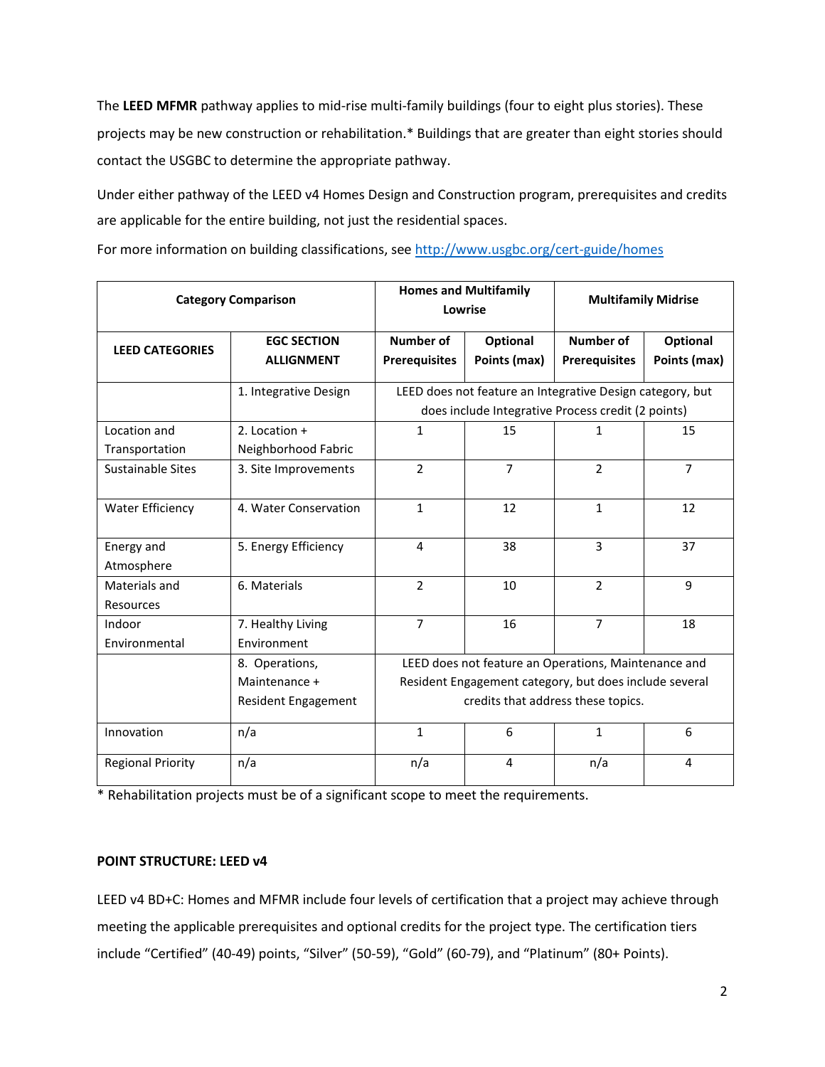The **LEED MFMR** pathway applies to mid-rise multi-family buildings (four to eight plus stories). These projects may be new construction or rehabilitation.* Buildings that are greater than eight stories should contact the USGBC to determine the appropriate pathway.

Under either pathway of the LEED v4 Homes Design and Construction program, prerequisites and credits are applicable for the entire building, not just the residential spaces.

For more information on building classifications, see [http://www.usgbc.org/cert-guide/homes](http://www.usgbc.org/cert-guide/homes)

| Category Comparison | | Homes and Multifamily Lowrise | | Multifamily Midrise | |
|---|---|---|---|---|---|
| **LEED CATEGORIES** | **EGC SECTION ALLIGNMENT** | **Number of Prerequisites** | **Optional Points (max)** | **Number of Prerequisites** | **Optional Points (max)** |
| | 1. Integrative Design | LEED does not feature an Integrative Design category, but does include Integrative Process credit (2 points) | | | |
| Location and Transportation | 2. Location + Neighborhood Fabric | 1 | 15 | 1 | 15 |
| Sustainable Sites | 3. Site Improvements | 2 | 7 | 2 | 7 |
| Water Efficiency | 4. Water Conservation | 1 | 12 | 1 | 12 |
| Energy and Atmosphere | 5. Energy Efficiency | 4 | 38 | 3 | 37 |
| Materials and Resources | 6. Materials | 2 | 10 | 2 | 9 |
| Indoor Environmental | 7. Healthy Living Environment | 7 | 16 | 7 | 18 |
| | 8. Operations, Maintenance + Resident Engagement | LEED does not feature an Operations, Maintenance and Resident Engagement category, but does include several credits that address these topics. | | | |
| Innovation | n/a | 1 | 6 | 1 | 6 |
| Regional Priority | n/a | n/a | 4 | n/a | 4 |

* Rehabilitation projects must be of a significant scope to meet the requirements.

**POINT STRUCTURE: LEED v4**

LEED v4 BD+C: Homes and MFMR include four levels of certification that a project may achieve through meeting the applicable prerequisites and optional credits for the project type. The certification tiers include "Certified" (40-49) points, "Silver" (50-59), "Gold" (60-79), and "Platinum" (80+ Points).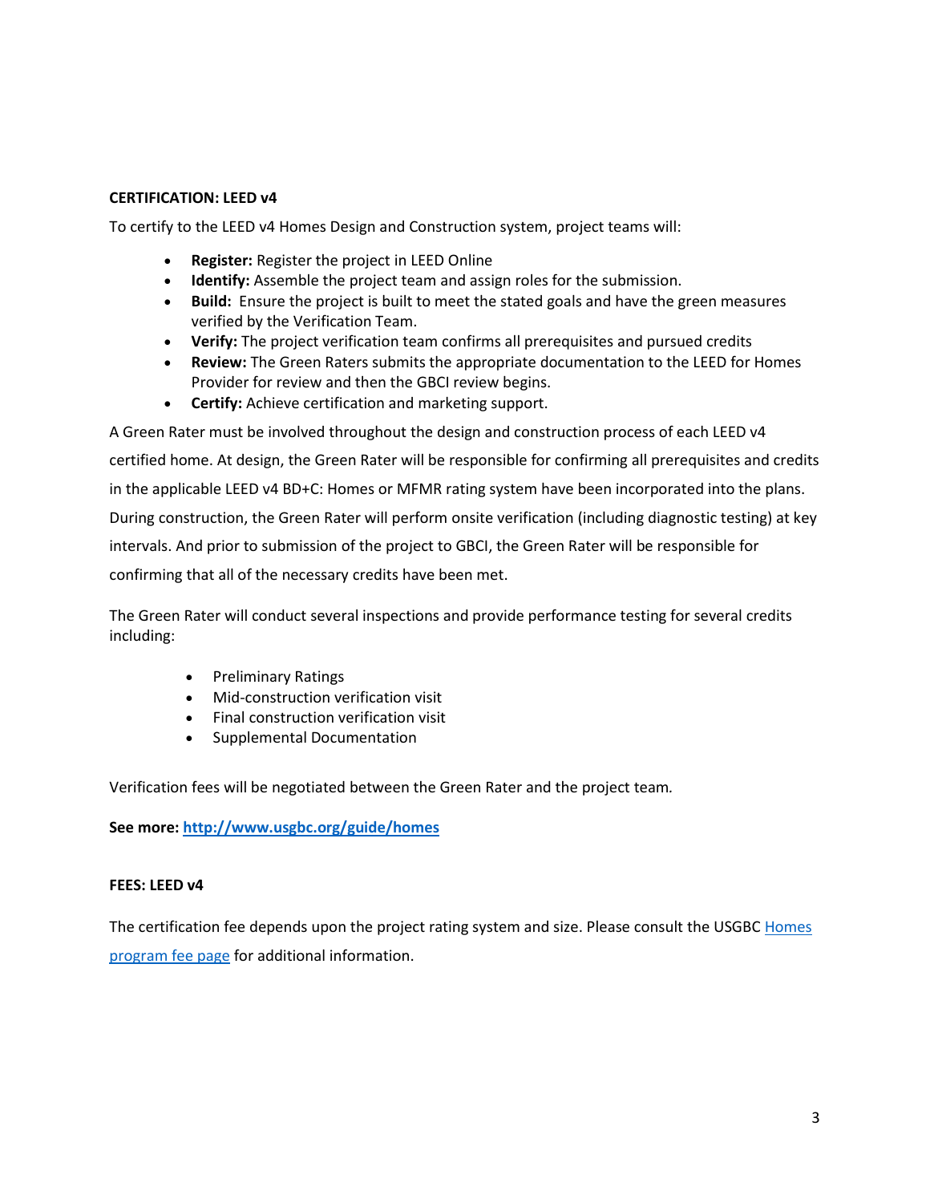**CERTIFICATION: LEED v4**

To certify to the LEED v4 Homes Design and Construction system, project teams will:

- **Register:** Register the project in LEED Online
- **Identify:** Assemble the project team and assign roles for the submission.
- **Build:** Ensure the project is built to meet the stated goals and have the green measures verified by the Verification Team.
- **Verify:** The project verification team confirms all prerequisites and pursued credits
- **Review:** The Green Raters submits the appropriate documentation to the LEED for Homes Provider for review and then the GBCI review begins.
- **Certify:** Achieve certification and marketing support.

A Green Rater must be involved throughout the design and construction process of each LEED v4 certified home. At design, the Green Rater will be responsible for confirming all prerequisites and credits in the applicable LEED v4 BD+C: Homes or MFMR rating system have been incorporated into the plans. During construction, the Green Rater will perform onsite verification (including diagnostic testing) at key intervals. And prior to submission of the project to GBCI, the Green Rater will be responsible for confirming that all of the necessary credits have been met.

The Green Rater will conduct several inspections and provide performance testing for several credits including:

- Preliminary Ratings
- Mid-construction verification visit
- Final construction verification visit
- Supplemental Documentation

Verification fees will be negotiated between the Green Rater and the project team.

**See more: [http://www.usgbc.org/guide/homes](http://www.usgbc.org/guide/homes)**

**FEES: LEED v4**

The certification fee depends upon the project rating system and size. Please consult the USGBC Homes program fee page for additional information.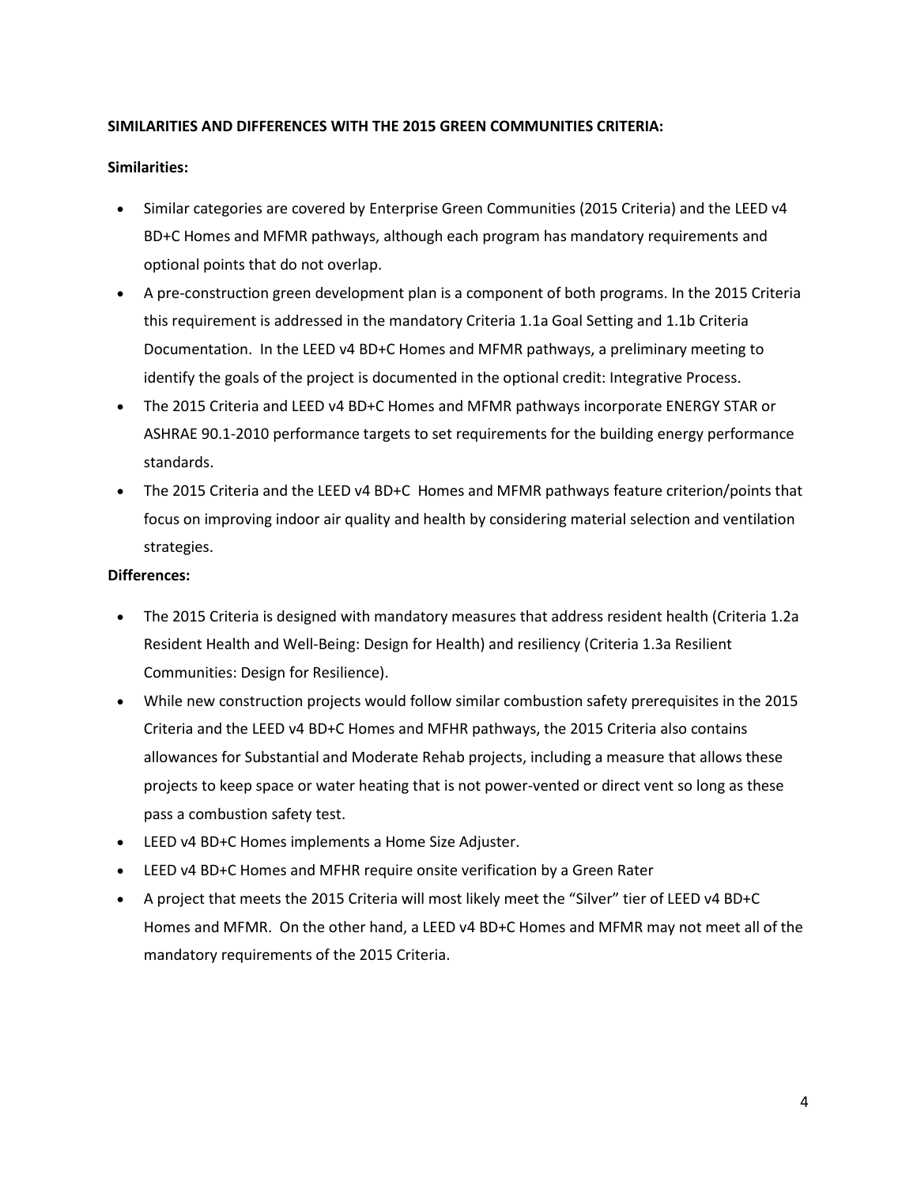**SIMILARITIES AND DIFFERENCES WITH THE 2015 GREEN COMMUNITIES CRITERIA:**

**Similarities:**

- Similar categories are covered by Enterprise Green Communities (2015 Criteria) and the LEED v4 BD+C Homes and MFMR pathways, although each program has mandatory requirements and optional points that do not overlap.
- A pre-construction green development plan is a component of both programs. In the 2015 Criteria this requirement is addressed in the mandatory Criteria 1.1a Goal Setting and 1.1b Criteria Documentation. In the LEED v4 BD+C Homes and MFMR pathways, a preliminary meeting to identify the goals of the project is documented in the optional credit: Integrative Process.
- The 2015 Criteria and LEED v4 BD+C Homes and MFMR pathways incorporate ENERGY STAR or ASHRAE 90.1-2010 performance targets to set requirements for the building energy performance standards.
- The 2015 Criteria and the LEED v4 BD+C Homes and MFMR pathways feature criterion/points that focus on improving indoor air quality and health by considering material selection and ventilation strategies.

**Differences:**

- The 2015 Criteria is designed with mandatory measures that address resident health (Criteria 1.2a Resident Health and Well-Being: Design for Health) and resiliency (Criteria 1.3a Resilient Communities: Design for Resilience).
- While new construction projects would follow similar combustion safety prerequisites in the 2015 Criteria and the LEED v4 BD+C Homes and MFHR pathways, the 2015 Criteria also contains allowances for Substantial and Moderate Rehab projects, including a measure that allows these projects to keep space or water heating that is not power-vented or direct vent so long as these pass a combustion safety test.
- LEED v4 BD+C Homes implements a Home Size Adjuster.
- LEED v4 BD+C Homes and MFHR require onsite verification by a Green Rater
- A project that meets the 2015 Criteria will most likely meet the "Silver" tier of LEED v4 BD+C Homes and MFMR. On the other hand, a LEED v4 BD+C Homes and MFMR may not meet all of the mandatory requirements of the 2015 Criteria.